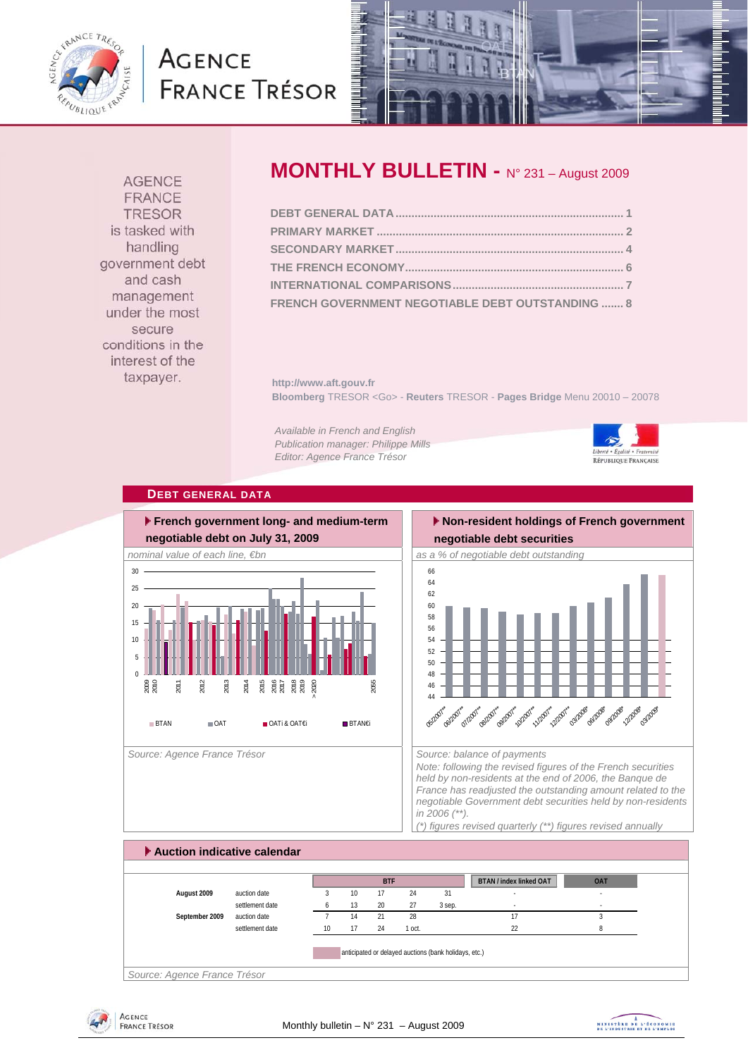AGENCE FRANCE TRÉSOR

# MONTHLY BULLETIN - N° 231 – August 2009

AGENCE FRANCE TRESOR is tasked with handling government debt and cash management under the most secure conditions in the interest of the taxpayer.

- DEBT GENERAL DATA ........ 1
- PRIMARY MARKET ........ 2
- SECONDARY MARKET ........ 4
- THE FRENCH ECONOMY ........ 6
- INTERNATIONAL COMPARISONS ........ 7
- FRENCH GOVERNMENT NEGOTIABLE DEBT OUTSTANDING ....... 8

**http://www.aft.gouv.fr**

**Bloomberg** TRESOR <Go> - **Reuters** TRESOR - **Pages Bridge** Menu 20010 – 20078

*Available in French and English*
*Publication manager: Philippe Mills*
*Editor: Agence France Trésor*

## DEBT GENERAL DATA

### French government long- and medium-term negotiable debt on July 31, 2009

*nominal value of each line, €bn*

Legend: BTAN, OAT, OATi & OAT€i, BTAN€i

*Source: Agence France Trésor*

### Non-resident holdings of French government negotiable debt securities

*as a % of negotiable debt outstanding*

*Source: balance of payments*
*Note: following the revised figures of the French securities held by non-residents at the end of 2006, the Banque de France has readjusted the outstanding amount related to the negotiable Government debt securities held by non-residents in 2006 (\*\*).*
*(\*) figures revised quarterly (\*\*) figures revised annually*

### Auction indicative calendar

| | | BTF | | | | | BTAN / index linked OAT | OAT |
|---|---|---|---|---|---|---|---|---|
| **August 2009** | auction date | 3 | 10 | 17 | 24 | 31 | - | - |
| | settlement date | 6 | 13 | 20 | 27 | 3 sep. | - | - |
| **September 2009** | auction date | 7 | 14 | 21 | 28 | | 17 | 3 |
| | settlement date | 10 | 17 | 24 | 1 oct. | | 22 | 8 |

anticipated or delayed auctions (bank holidays, etc.)

*Source: Agence France Trésor*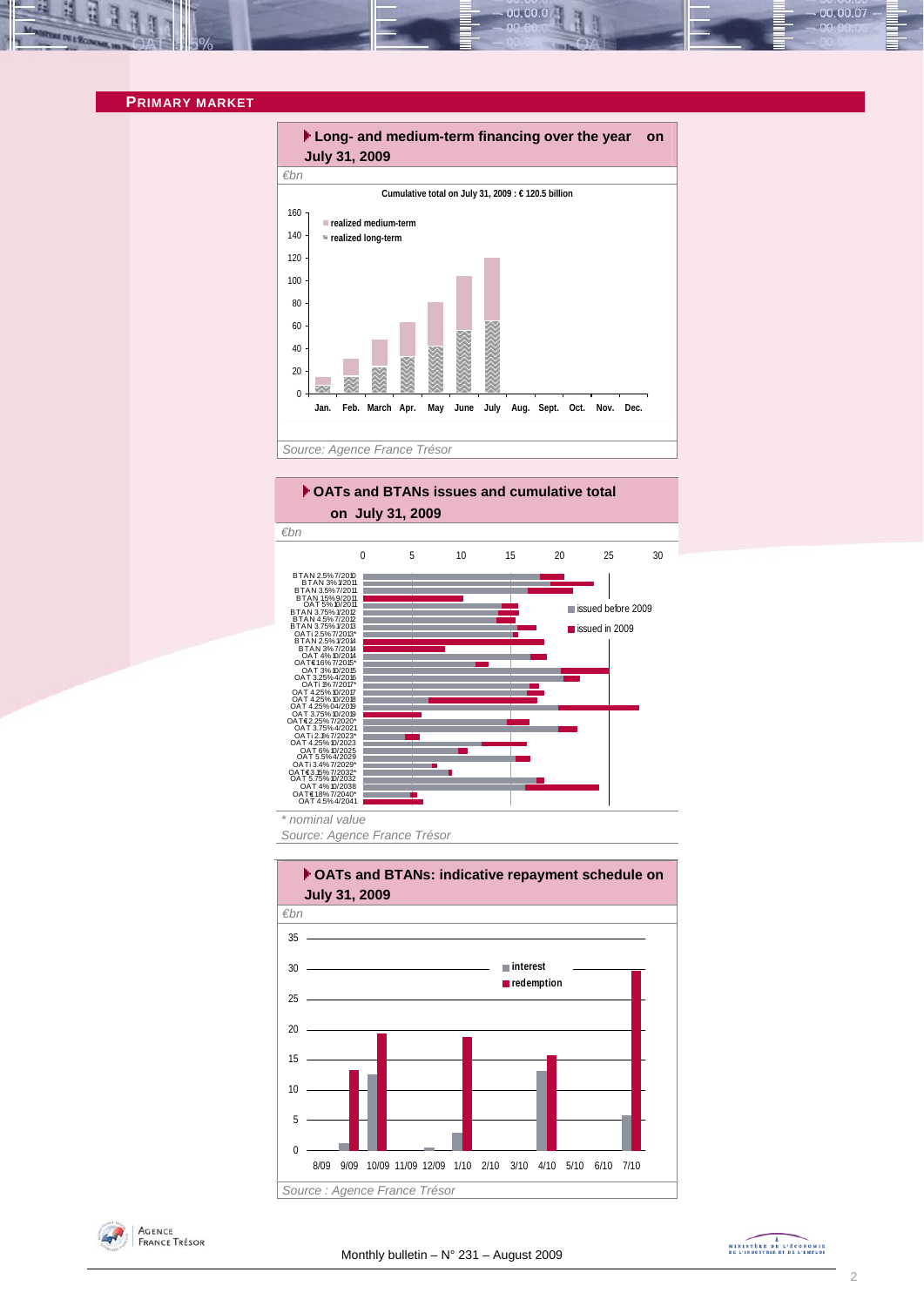## PRIMARY MARKET

### Long- and medium-term financing over the year on July 31, 2009

€bn

Cumulative total on July 31, 2009 : € 120.5 billion

- realized medium-term
- realized long-term

Source: Agence France Trésor

### OATs and BTANs issues and cumulative total on July 31, 2009

€bn

- issued before 2009
- issued in 2009

BTAN 2.5% 7/2010, BTAN 3% 1/2011, BTAN 3.5% 7/2011, BTAN 1.5% 9/2011, OAT 5% 10/2011, BTAN 3.75% 1/2012, BTAN 4.5% 7/2012, BTAN 3.75% 1/2013, OATi 2.5% 7/2013*, BTAN 2.5% 1/2014, BTAN 3% 7/2014, OAT 4% 10/2014, OAT€i 1.6% 7/2015*, OAT 3% 10/2015, OAT 3.25% 4/2016, OATi 1% 7/2017*, OAT 4.25% 10/2017, OAT 4.25% 10/2018, OAT 4.25% 04/2019, OAT 3.75% 10/2019, OAT€i 2.25% 7/2020*, OAT 3.75% 4/2021, OATi 2.1% 7/2023*, OAT 4.25% 10/2023, OAT 6% 10/2025, OAT 5.5% 4/2029, OATi 3.4% 7/2029*, OAT€i 3.15% 7/2032*, OAT 5.75% 10/2032, OAT 4% 10/2038, OAT€i 1.8% 7/2040*, OAT 4.5% 4/2041

\* nominal value

Source: Agence France Trésor

### OATs and BTANs: indicative repayment schedule on July 31, 2009

€bn

- interest
- redemption

Source : Agence France Trésor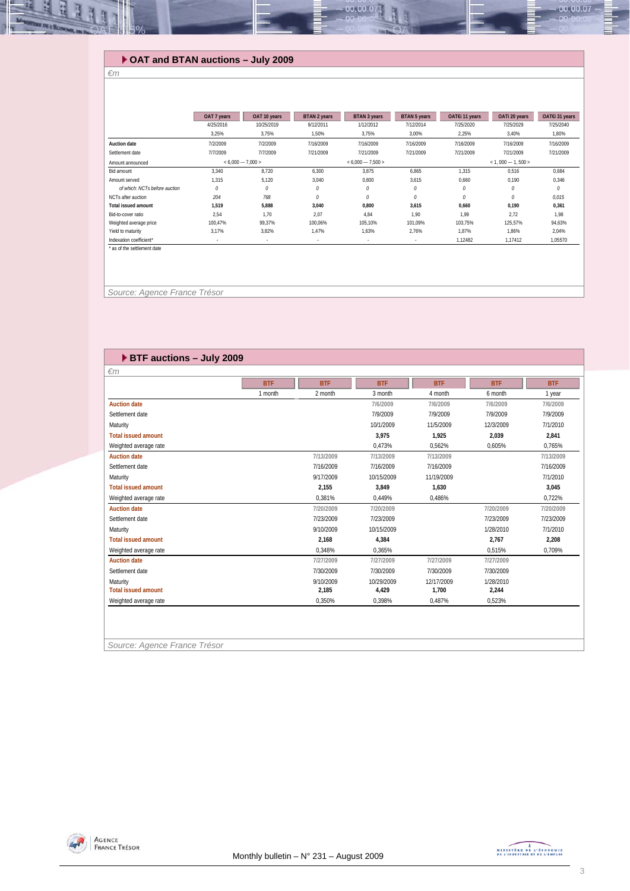## OAT and BTAN auctions – July 2009

*€m*

| | OAT 7 years | OAT 10 years | BTAN 2 years | BTAN 3 years | BTAN 5 years | OAT€i 11 years | OATi 20 years | OAT€i 31 years |
|---|---|---|---|---|---|---|---|---|
| | 4/25/2016 | 10/25/2019 | 9/12/2011 | 1/12/2012 | 7/12/2014 | 7/25/2020 | 7/25/2029 | 7/25/2040 |
| | 3,25% | 3,75% | 1,50% | 3,75% | 3,00% | 2,25% | 3,40% | 1,80% |
| **Auction date** | 7/2/2009 | 7/2/2009 | 7/16/2009 | 7/16/2009 | 7/16/2009 | 7/16/2009 | 7/16/2009 | 7/16/2009 |
| Settlement date | 7/7/2009 | 7/7/2009 | 7/21/2009 | 7/21/2009 | 7/21/2009 | 7/21/2009 | 7/21/2009 | 7/21/2009 |
| Amount announced | < 6,000 --- 7,000 > | | | < 6,000 --- 7,500 > | | | < 1, 000 --- 1, 500 > | |
| Bid amount | 3,340 | 8,720 | 6,300 | 3,875 | 6,865 | 1,315 | 0,516 | 0,684 |
| Amount served | 1,315 | 5,120 | 3,040 | 0,800 | 3,615 | 0,660 | 0,190 | 0,346 |
| *of which: NCTs before auction* | *0* | *0* | *0* | *0* | *0* | *0* | *0* | *0* |
| NCTs after auction | *204* | *768* | *0* | *0* | *0* | *0* | *0* | *0,015* |
| **Total issued amount** | **1,519** | **5,888** | **3,040** | **0,800** | **3,615** | **0,660** | **0,190** | **0,361** |
| Bid-to-cover ratio | 2,54 | 1,70 | 2,07 | 4,84 | 1,90 | 1,99 | 2,72 | 1,98 |
| Weighted average price | 100,47% | 99,37% | 100,06% | 105,10% | 101,09% | 103,75% | 125,57% | 94,63% |
| Yield to maturity | 3,17% | 3,82% | 1,47% | 1,63% | 2,76% | 1,87% | 1,86% | 2,04% |
| Indexation coefficient* | - | - | - | - | - | 1,12482 | 1,17412 | 1,05570 |

\* as of the settlement date

*Source: Agence France Trésor*

## BTF auctions – July 2009

*€m*

| | BTF | BTF | BTF | BTF | BTF | BTF |
|---|---|---|---|---|---|---|
| | 1 month | 2 month | 3 month | 4 month | 6 month | 1 year |
| **Auction date** | | | 7/6/2009 | 7/6/2009 | 7/6/2009 | 7/6/2009 |
| Settlement date | | | 7/9/2009 | 7/9/2009 | 7/9/2009 | 7/9/2009 |
| Maturity | | | 10/1/2009 | 11/5/2009 | 12/3/2009 | 7/1/2010 |
| **Total issued amount** | | | **3,975** | **1,925** | **2,039** | **2,841** |
| Weighted average rate | | | 0,473% | 0,562% | 0,605% | 0,765% |
| **Auction date** | | 7/13/2009 | 7/13/2009 | 7/13/2009 | | 7/13/2009 |
| Settlement date | | 7/16/2009 | 7/16/2009 | 7/16/2009 | | 7/16/2009 |
| Maturity | | 9/17/2009 | 10/15/2009 | 11/19/2009 | | 7/1/2010 |
| **Total issued amount** | | **2,155** | **3,849** | **1,630** | | **3,045** |
| Weighted average rate | | 0,381% | 0,449% | 0,486% | | 0,722% |
| **Auction date** | | 7/20/2009 | 7/20/2009 | | 7/20/2009 | 7/20/2009 |
| Settlement date | | 7/23/2009 | 7/23/2009 | | 7/23/2009 | 7/23/2009 |
| Maturity | | 9/10/2009 | 10/15/2009 | | 1/28/2010 | 7/1/2010 |
| **Total issued amount** | | **2,168** | **4,384** | | **2,767** | **2,208** |
| Weighted average rate | | 0,348% | 0,365% | | 0,515% | 0,709% |
| **Auction date** | | 7/27/2009 | 7/27/2009 | 7/27/2009 | 7/27/2009 | |
| Settlement date | | 7/30/2009 | 7/30/2009 | 7/30/2009 | 7/30/2009 | |
| Maturity | | 9/10/2009 | 10/29/2009 | 12/17/2009 | 1/28/2010 | |
| **Total issued amount** | | **2,185** | **4,429** | **1,700** | **2,244** | |
| Weighted average rate | | 0,350% | 0,398% | 0,487% | 0,523% | |

*Source: Agence France Trésor*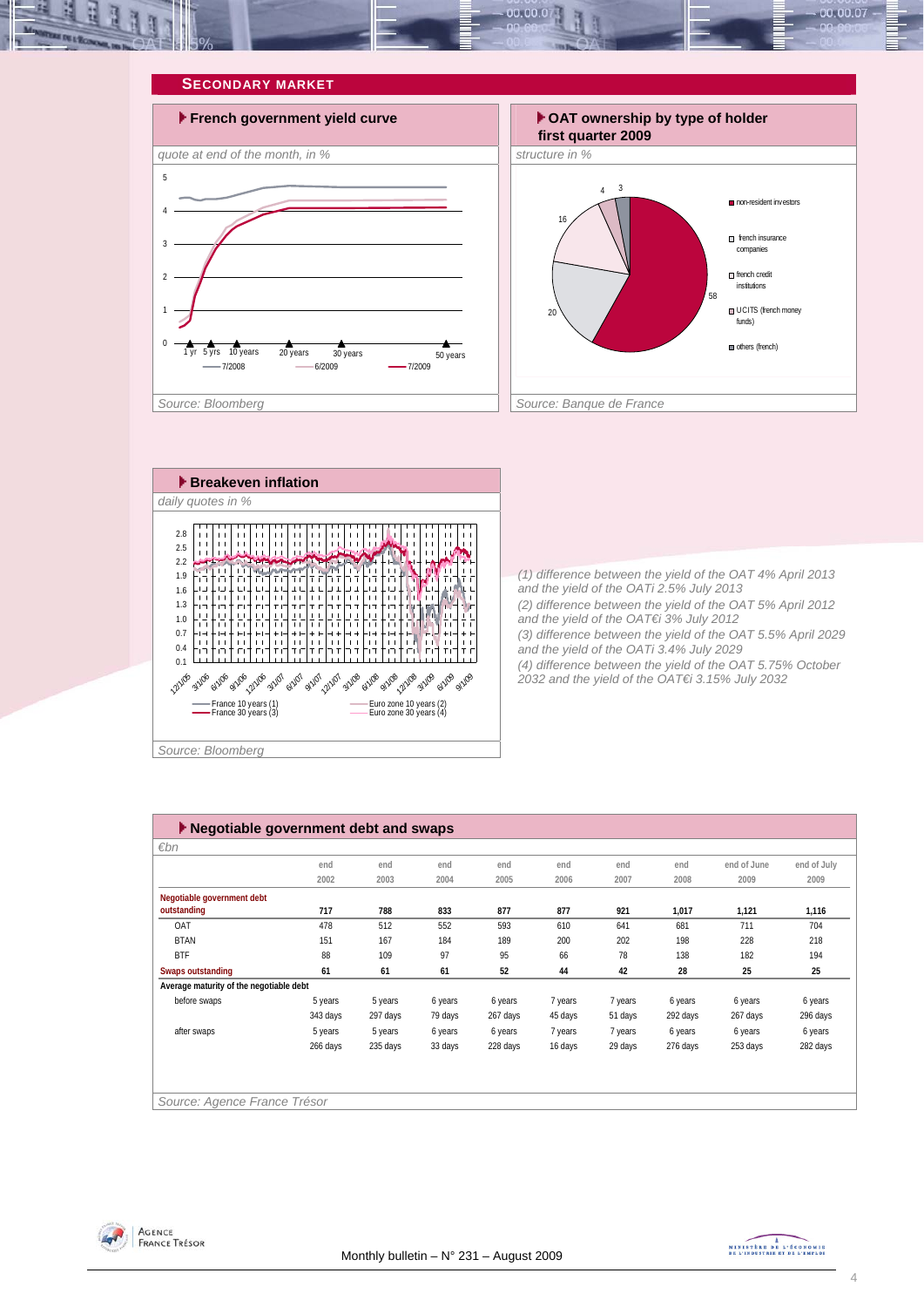## SECONDARY MARKET

### French government yield curve

*quote at end of the month, in %*

Source: Bloomberg

### OAT ownership by type of holder first quarter 2009

*structure in %*

Source: Banque de France

### Breakeven inflation

*daily quotes in %*

Source: Bloomberg

*(1) difference between the yield of the OAT 4% April 2013 and the yield of the OATi 2.5% July 2013*
*(2) difference between the yield of the OAT 5% April 2012 and the yield of the OAT€i 3% July 2012*
*(3) difference between the yield of the OAT 5.5% April 2029 and the yield of the OATi 3.4% July 2029*
*(4) difference between the yield of the OAT 5.75% October 2032 and the yield of the OAT€i 3.15% July 2032*

### Negotiable government debt and swaps

*€bn*

| | end 2002 | end 2003 | end 2004 | end 2005 | end 2006 | end 2007 | end 2008 | end of June 2009 | end of July 2009 |
|---|---|---|---|---|---|---|---|---|---|
| **Negotiable government debt outstanding** | **717** | **788** | **833** | **877** | **877** | **921** | **1,017** | **1,121** | **1,116** |
| OAT | 478 | 512 | 552 | 593 | 610 | 641 | 681 | 711 | 704 |
| BTAN | 151 | 167 | 184 | 189 | 200 | 202 | 198 | 228 | 218 |
| BTF | 88 | 109 | 97 | 95 | 66 | 78 | 138 | 182 | 194 |
| **Swaps outstanding** | **61** | **61** | **61** | **52** | **44** | **42** | **28** | **25** | **25** |
| **Average maturity of the negotiable debt** | | | | | | | | | |
| before swaps | 5 years 343 days | 5 years 297 days | 6 years 79 days | 6 years 267 days | 7 years 45 days | 7 years 51 days | 6 years 292 days | 6 years 267 days | 6 years 296 days |
| after swaps | 5 years 266 days | 5 years 235 days | 6 years 33 days | 6 years 228 days | 7 years 16 days | 7 years 29 days | 6 years 276 days | 6 years 253 days | 6 years 282 days |

Source: Agence France Trésor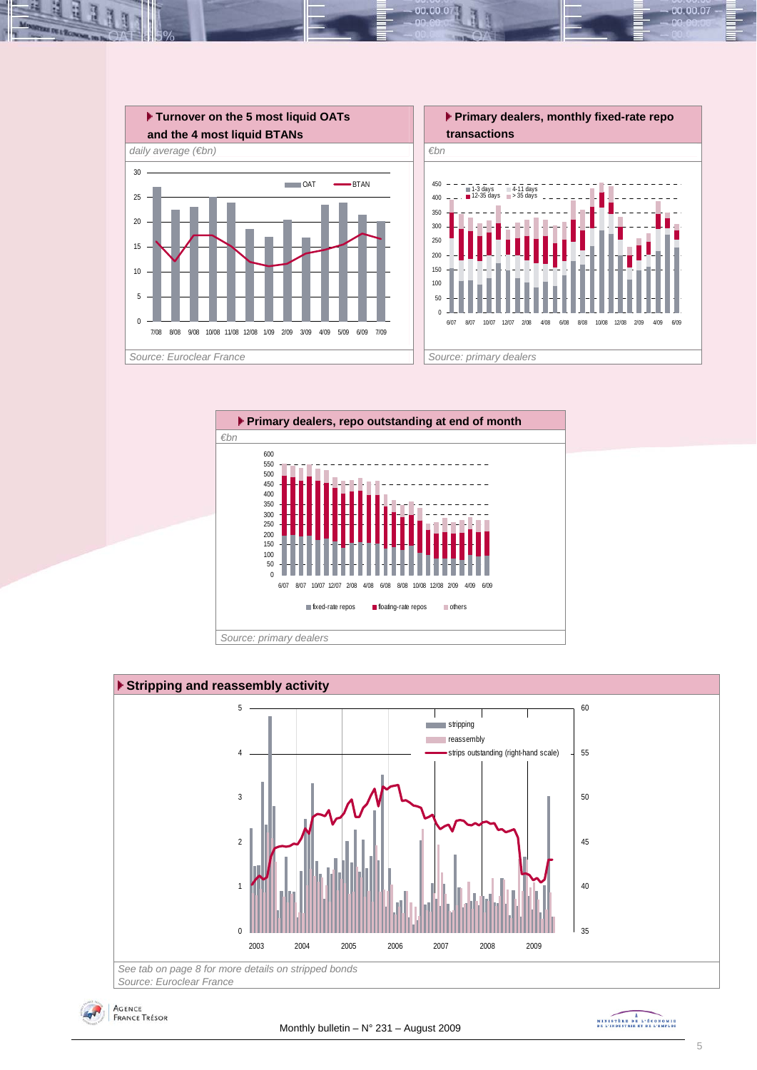## Turnover on the 5 most liquid OATs and the 4 most liquid BTANs

*daily average (€bn)*

*Source: Euroclear France*

## Primary dealers, monthly fixed-rate repo transactions

*€bn*

*Source: primary dealers*

## Primary dealers, repo outstanding at end of month

*€bn*

*Source: primary dealers*

## Stripping and reassembly activity

*See tab on page 8 for more details on stripped bonds*

*Source: Euroclear France*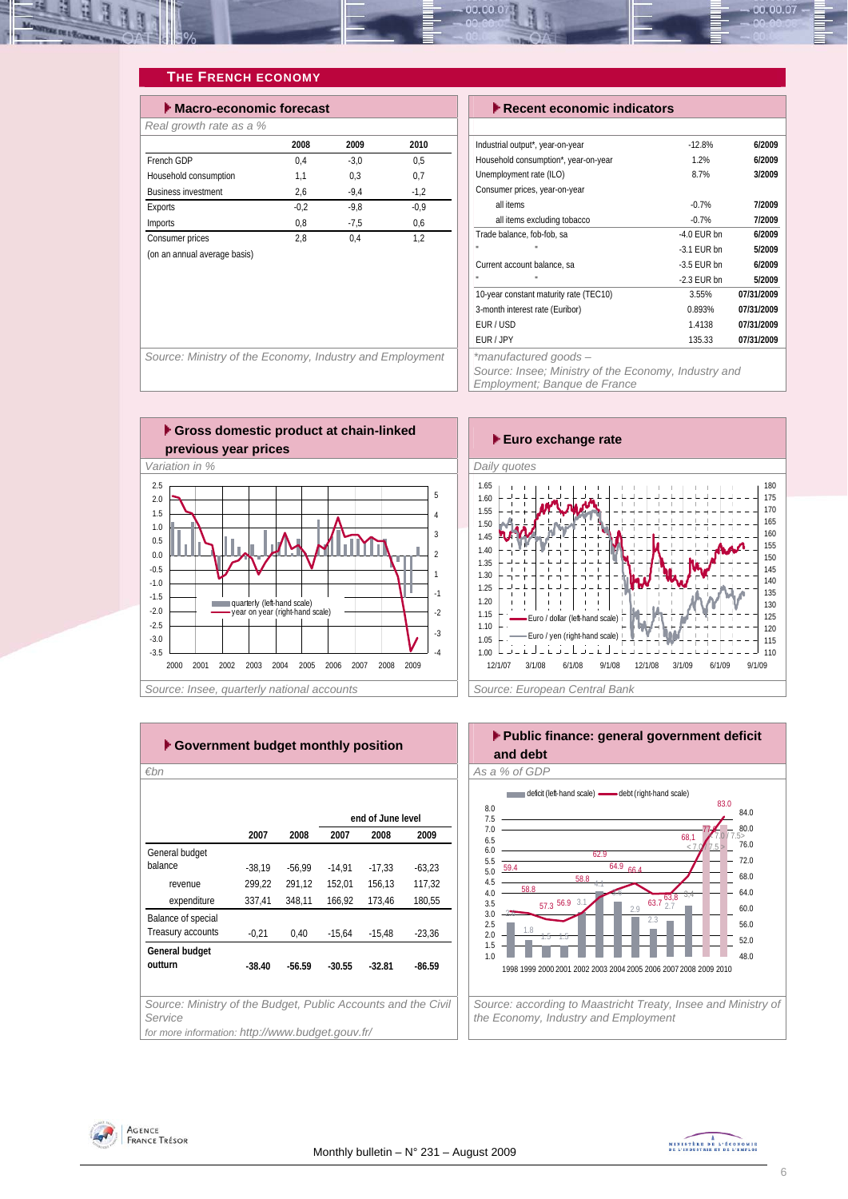## The French Economy

### Macro-economic forecast

*Real growth rate as a %*

| | 2008 | 2009 | 2010 |
|---|---|---|---|
| French GDP | 0,4 | -3,0 | 0,5 |
| Household consumption | 1,1 | 0,3 | 0,7 |
| Business investment | 2,6 | -9,4 | -1,2 |
| Exports | -0,2 | -9,8 | -0,9 |
| Imports | 0,8 | -7,5 | 0,6 |
| Consumer prices | 2,8 | 0,4 | 1,2 |
| (on an annual average basis) | | | |

*Source: Ministry of the Economy, Industry and Employment*

### Recent economic indicators

| | | |
|---|---|---|
| Industrial output*, year-on-year | -12.8% | **6/2009** |
| Household consumption*, year-on-year | 1.2% | **6/2009** |
| Unemployment rate (ILO) | 8.7% | **3/2009** |
| Consumer prices, year-on-year | | |
| all items | -0.7% | **7/2009** |
| all items excluding tobacco | -0.7% | **7/2009** |
| Trade balance, fob-fob, sa | -4.0 EUR bn | **6/2009** |
| " " | -3.1 EUR bn | **5/2009** |
| Current account balance, sa | -3.5 EUR bn | **6/2009** |
| " " | -2.3 EUR bn | **5/2009** |
| 10-year constant maturity rate (TEC10) | 3.55% | **07/31/2009** |
| 3-month interest rate (Euribor) | 0.893% | **07/31/2009** |
| EUR / USD | 1.4138 | **07/31/2009** |
| EUR / JPY | 135.33 | **07/31/2009** |

*\*manufactured goods –*
*Source: Insee; Ministry of the Economy, Industry and Employment; Banque de France*

### Gross domestic product at chain-linked previous year prices

*Variation in %*

*Source: Insee, quarterly national accounts*

### Euro exchange rate

*Daily quotes*

*Source: European Central Bank*

### Government budget monthly position

*€bn*

| | 2007 | 2008 | end of June level 2007 | 2008 | 2009 |
|---|---|---|---|---|---|
| General budget balance | -38,19 | -56,99 | -14,91 | -17,33 | -63,23 |
| revenue | 299,22 | 291,12 | 152,01 | 156,13 | 117,32 |
| expenditure | 337,41 | 348,11 | 166,92 | 173,46 | 180,55 |
| Balance of special Treasury accounts | -0,21 | 0,40 | -15,64 | -15,48 | -23,36 |
| **General budget outturn** | **-38.40** | **-56.59** | **-30.55** | **-32.81** | **-86.59** |

*Source: Ministry of the Budget, Public Accounts and the Civil Service*
*for more information: http://www.budget.gouv.fr/*

### Public finance: general government deficit and debt

*As a % of GDP*

*Source: according to Maastricht Treaty, Insee and Ministry of the Economy, Industry and Employment*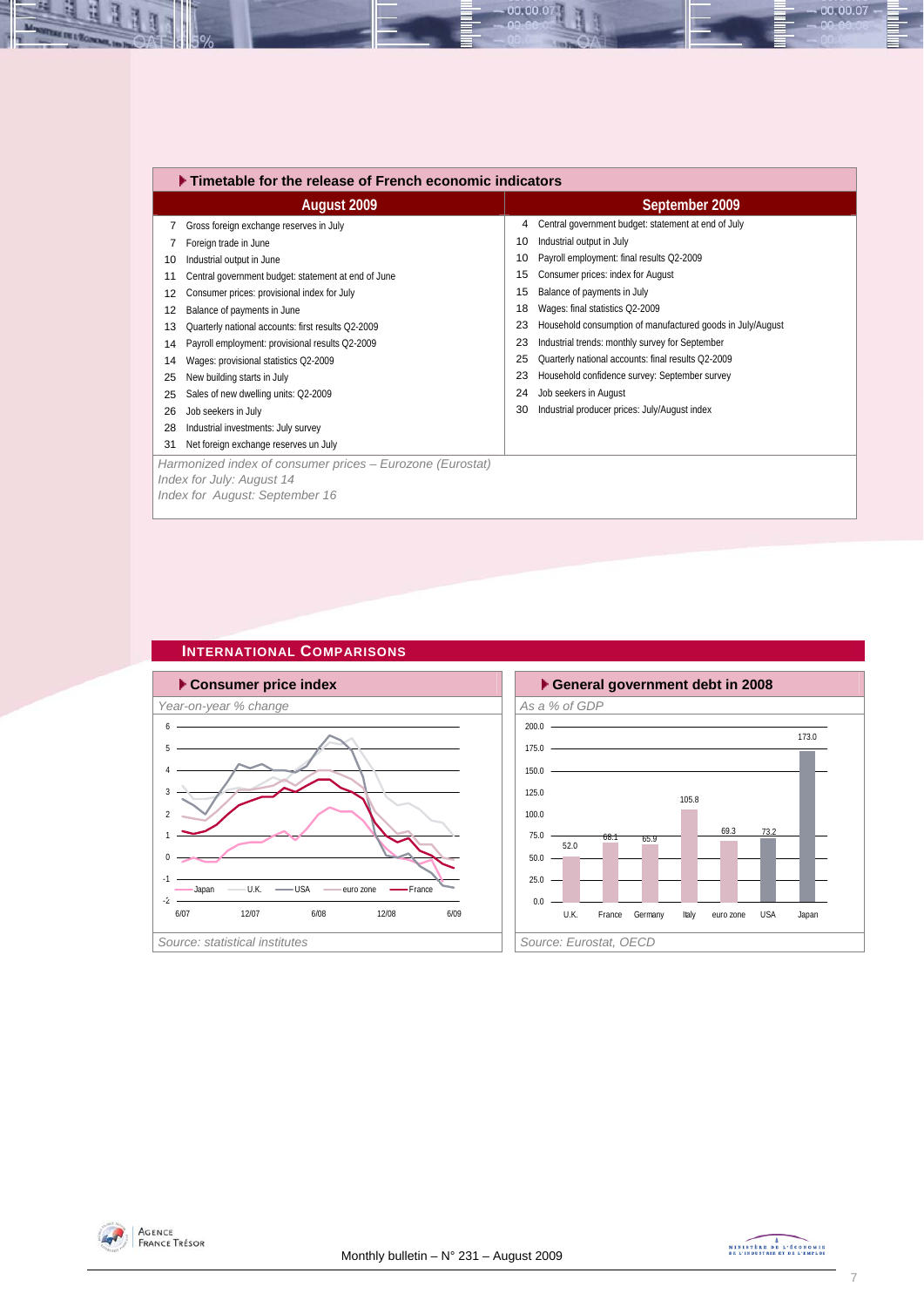## Timetable for the release of French economic indicators

| August 2009 | | September 2009 | |
|---|---|---|---|
| 7 | Gross foreign exchange reserves in July | 4 | Central government budget: statement at end of July |
| 7 | Foreign trade in June | 10 | Industrial output in July |
| 10 | Industrial output in June | 10 | Payroll employment: final results Q2-2009 |
| 11 | Central government budget: statement at end of June | 15 | Consumer prices: index for August |
| 12 | Consumer prices: provisional index for July | 15 | Balance of payments in July |
| 12 | Balance of payments in June | 18 | Wages: final statistics Q2-2009 |
| 13 | Quarterly national accounts: first results Q2-2009 | 23 | Household consumption of manufactured goods in July/August |
| 14 | Payroll employment: provisional results Q2-2009 | 23 | Industrial trends: monthly survey for September |
| 14 | Wages: provisional statistics Q2-2009 | 25 | Quarterly national accounts: final results Q2-2009 |
| 25 | New building starts in July | 23 | Household confidence survey: September survey |
| 25 | Sales of new dwelling units: Q2-2009 | 24 | Job seekers in August |
| 26 | Job seekers in July | 30 | Industrial producer prices: July/August index |
| 28 | Industrial investments: July survey | | |
| 31 | Net foreign exchange reserves un July | | |

*Harmonized index of consumer prices – Eurozone (Eurostat)*
*Index for July: August 14*
*Index for August: September 16*

## International Comparisons

### Consumer price index

*Year-on-year % change*

Legend: Japan, U.K., USA, euro zone, France

*Source: statistical institutes*

### General government debt in 2008

*As a % of GDP*

| U.K. | France | Germany | Italy | euro zone | USA | Japan |
|---|---|---|---|---|---|---|
| 52.0 | 68.1 | 65.9 | 105.8 | 69.3 | 73.2 | 173.0 |

*Source: Eurostat, OECD*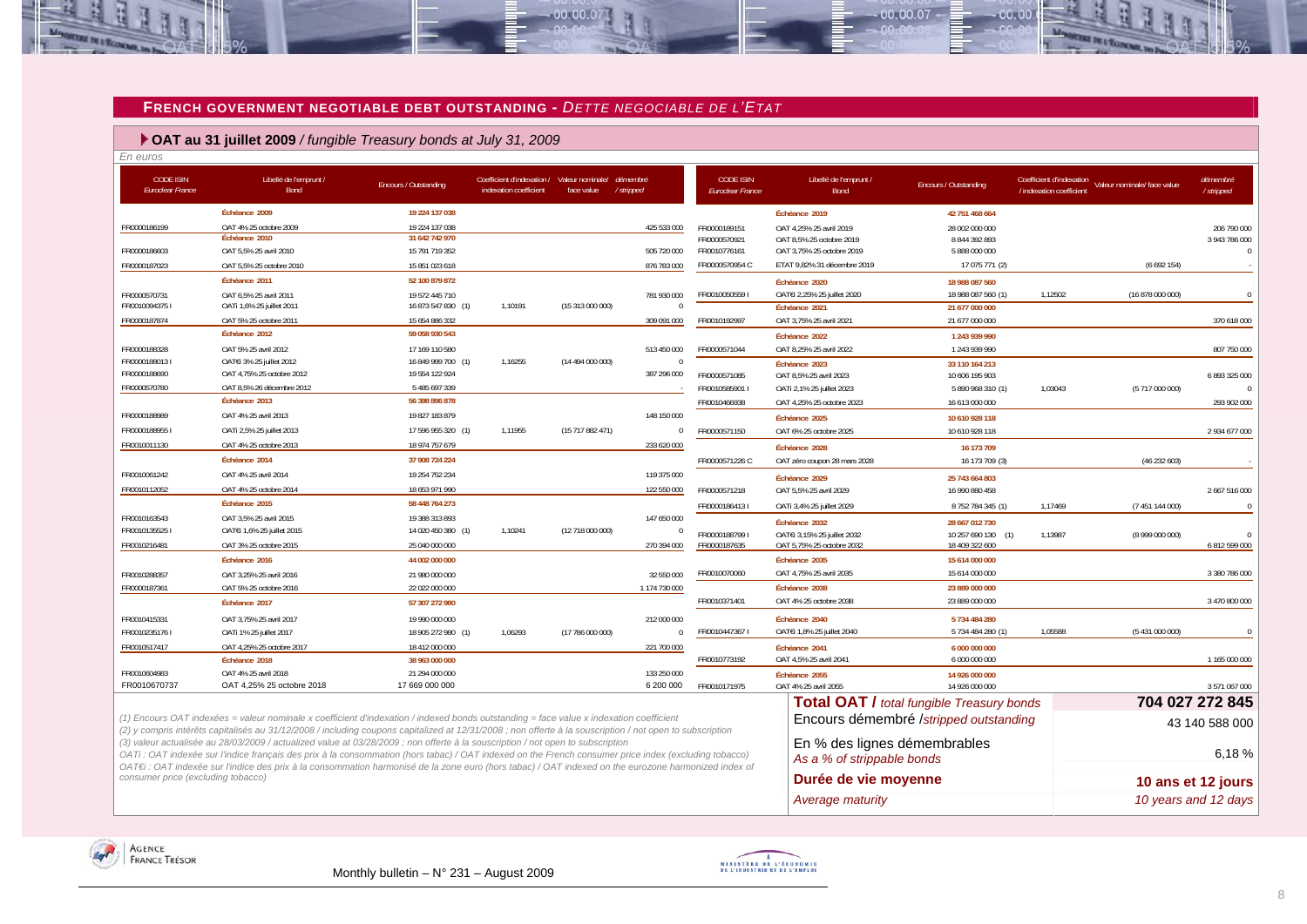## FRENCH GOVERNMENT NEGOTIABLE DEBT OUTSTANDING - *DETTE NEGOCIABLE DE L'ETAT*

### OAT au 31 juillet 2009 */ fungible Treasury bonds at July 31, 2009*

*En euros*

| CODE ISIN *Euroclear France* | Libellé de l'emprunt / Bond | Encours / Outstanding | Coefficient d'indexation / indexation coefficient | Valeur nominale/ face value | démembré / stripped |
|---|---|---|---|---|---|
| | **Échéance 2009** | **19 224 137 038** | | | |
| FR0000186199 | OAT 4% 25 octobre 2009 | 19 224 137 038 | | | 425 533 000 |
| | **Échéance 2010** | **31 642 742 970** | | | |
| FR0000186603 | OAT 5,5% 25 avril 2010 | 15 791 719 352 | | | 505 720 000 |
| FR0000187023 | OAT 5,5% 25 octobre 2010 | 15 851 023 618 | | | 876 783 000 |
| | **Échéance 2011** | **52 100 879 872** | | | |
| FR0000570731 | OAT 6,5% 25 avril 2011 | 19 572 445 710 | | | 781 930 000 |
| FR0010094375 I | OATi 1,6% 25 juillet 2011 | 16 873 547 830 (1) | 1,10191 | (15 313 000 000) | 0 |
| FR0000187874 | OAT 5% 25 octobre 2011 | 15 654 886 332 | | | 309 091 000 |
| | **Échéance 2012** | **59 058 930 543** | | | |
| FR0000188328 | OAT 5% 25 avril 2012 | 17 169 110 580 | | | 513 450 000 |
| FR0000188013 I | OAT€i 3% 25 juillet 2012 | 16 849 999 700 (1) | 1,16255 | (14 494 000 000) | 0 |
| FR0000188690 | OAT 4,75% 25 octobre 2012 | 19 554 122 924 | | | 387 296 000 |
| FR0000570780 | OAT 8,5% 26 décembre 2012 | 5 485 697 339 | | | - |
| | **Échéance 2013** | **56 398 896 878** | | | |
| FR0000188989 | OAT 4% 25 avril 2013 | 19 827 183 879 | | | 148 150 000 |
| FR0000188955 I | OATi 2,5% 25 juillet 2013 | 17 596 955 320 (1) | 1,11955 | (15 717 882 471) | 0 |
| FR0010011130 | OAT 4% 25 octobre 2013 | 18 974 757 679 | | | 233 620 000 |
| | **Échéance 2014** | **37 908 724 224** | | | |
| FR0010061242 | OAT 4% 25 avril 2014 | 19 254 752 234 | | | 119 375 000 |
| FR0010112052 | OAT 4% 25 octobre 2014 | 18 653 971 990 | | | 122 550 000 |
| | **Échéance 2015** | **58 448 764 273** | | | |
| FR0010163543 | OAT 3,5% 25 avril 2015 | 19 388 313 893 | | | 147 650 000 |
| FR0010135525 I | OAT€i 1,6% 25 juillet 2015 | 14 020 450 380 (1) | 1,10241 | (12 718 000 000) | 0 |
| FR0010216481 | OAT 3% 25 octobre 2015 | 25 040 000 000 | | | 270 394 000 |
| | **Échéance 2016** | **44 002 000 000** | | | |
| FR0010288357 | OAT 3,25% 25 avril 2016 | 21 980 000 000 | | | 32 550 000 |
| FR0000187361 | OAT 5% 25 octobre 2016 | 22 022 000 000 | | | 1 174 730 000 |
| | **Échéance 2017** | **57 307 272 980** | | | |
| FR0010415331 | OAT 3,75% 25 avril 2017 | 19 990 000 000 | | | 212 000 000 |
| FR0010235176 I | OATi 1% 25 juillet 2017 | 18 905 272 980 (1) | 1,06293 | (17 786 000 000) | 0 |
| FR0010517417 | OAT 4,25% 25 octobre 2017 | 18 412 000 000 | | | 221 700 000 |
| | **Échéance 2018** | **38 963 000 000** | | | |
| FR0010604983 | OAT 4% 25 avril 2018 | 21 294 000 000 | | | 133 250 000 |
| FR0010670737 | OAT 4,25% 25 octobre 2018 | 17 669 000 000 | | | 6 200 000 |
| | **Échéance 2019** | **42 751 468 664** | | | |
| FR0000189151 | OAT 4,25% 25 avril 2019 | 28 002 000 000 | | | 206 790 000 |
| FR0000570921 | OAT 8,5% 25 octobre 2019 | 8 844 392 893 | | | 3 943 786 000 |
| FR0010776161 | OAT 3,75% 25 octobre 2019 | 5 888 000 000 | | | 0 |
| FR0000570954 C | ETAT 9,82% 31 décembre 2019 | 17 075 771 (2) | | (6 692 154) | - |
| | **Échéance 2020** | **18 988 087 560** | | | |
| FR0010050559 I | OAT€i 2,25% 25 juillet 2020 | 18 988 087 560 (1) | 1,12502 | (16 878 000 000) | 0 |
| | **Échéance 2021** | **21 677 000 000** | | | |
| FR0010192997 | OAT 3,75% 25 avril 2021 | 21 677 000 000 | | | 370 618 000 |
| | **Échéance 2022** | **1 243 939 990** | | | |
| FR0000571044 | OAT 8,25% 25 avril 2022 | 1 243 939 990 | | | 807 750 000 |
| | **Échéance 2023** | **33 110 164 213** | | | |
| FR0000571085 | OAT 8,5% 25 avril 2023 | 10 606 195 903 | | | 6 893 325 000 |
| FR0010585901 I | OATi 2,1% 25 juillet 2023 | 5 890 968 310 (1) | 1,03043 | (5 717 000 000) | 0 |
| FR0010466938 | OAT 4,25% 25 octobre 2023 | 16 613 000 000 | | | 293 902 000 |
| | **Échéance 2025** | **10 610 928 118** | | | |
| FR0000571150 | OAT 6% 25 octobre 2025 | 10 610 928 118 | | | 2 934 677 000 |
| | **Échéance 2028** | **16 173 709** | | | |
| FR0000571226 C | OAT zéro coupon 28 mars 2028 | 16 173 709 (3) | | (46 232 603) | - |
| | **Échéance 2029** | **25 743 664 803** | | | |
| FR0000571218 | OAT 5,5% 25 avril 2029 | 16 990 880 458 | | | 2 667 516 000 |
| FR0000186413 I | OATi 3,4% 25 juillet 2029 | 8 752 784 345 (1) | 1,17469 | (7 451 144 000) | 0 |
| | **Échéance 2032** | **28 667 012 730** | | | |
| FR0000188799 I | OAT€i 3,15% 25 juillet 2032 | 10 257 690 130 (1) | 1,13987 | (8 999 000 000) | 0 |
| FR0000187635 | OAT 5,75% 25 octobre 2032 | 18 409 322 600 | | | 6 812 599 000 |
| | **Échéance 2035** | **15 614 000 000** | | | |
| FR0010070060 | OAT 4,75% 25 avril 2035 | 15 614 000 000 | | | 3 380 786 000 |
| | **Échéance 2038** | **23 889 000 000** | | | |
| FR0010371401 | OAT 4% 25 octobre 2038 | 23 889 000 000 | | | 3 470 800 000 |
| | **Échéance 2040** | **5 734 484 280** | | | |
| FR0010447367 I | OAT€i 1,8% 25 juillet 2040 | 5 734 484 280 (1) | 1,05588 | (5 431 000 000) | 0 |
| | **Échéance 2041** | **6 000 000 000** | | | |
| FR0010773192 | OAT 4,5% 25 avril 2041 | 6 000 000 000 | | | 1 165 000 000 |
| | **Échéance 2055** | **14 926 000 000** | | | |
| FR0010171975 | OAT 4% 25 avril 2055 | 14 926 000 000 | | | 3 571 067 000 |

| | |
|---|---|
| **Total OAT /** *total fungible Treasury bonds* | **704 027 272 845** |
| Encours démembré /*stripped outstanding* | 43 140 588 000 |
| En % des lignes démembrables *As a % of strippable bonds* | 6,18 % |
| **Durée de vie moyenne** | **10 ans et 12 jours** |
| *Average maturity* | *10 years and 12 days* |

*(1) Encours OAT indexées = valeur nominale x coefficient d'indexation / indexed bonds outstanding = face value x indexation coefficient*
*(2) y compris intérêts capitalisés au 31/12/2008 / including coupons capitalized at 12/31/2008 ; non offerte à la souscription / not open to subscription*
*(3) valeur actualisée au 28/03/2009 / actualized value at 03/28/2009 ; non offerte à la souscription / not open to subscription*
*OATi : OAT indexée sur l'indice français des prix à la consommation (hors tabac) / OAT indexed on the French consumer price index (excluding tobacco)*
*OAT€i : OAT indexée sur l'indice des prix à la consommation harmonisé de la zone euro (hors tabac) / OAT indexed on the eurozone harmonized index of consumer price (excluding tobacco)*

Monthly bulletin – N° 231 – August 2009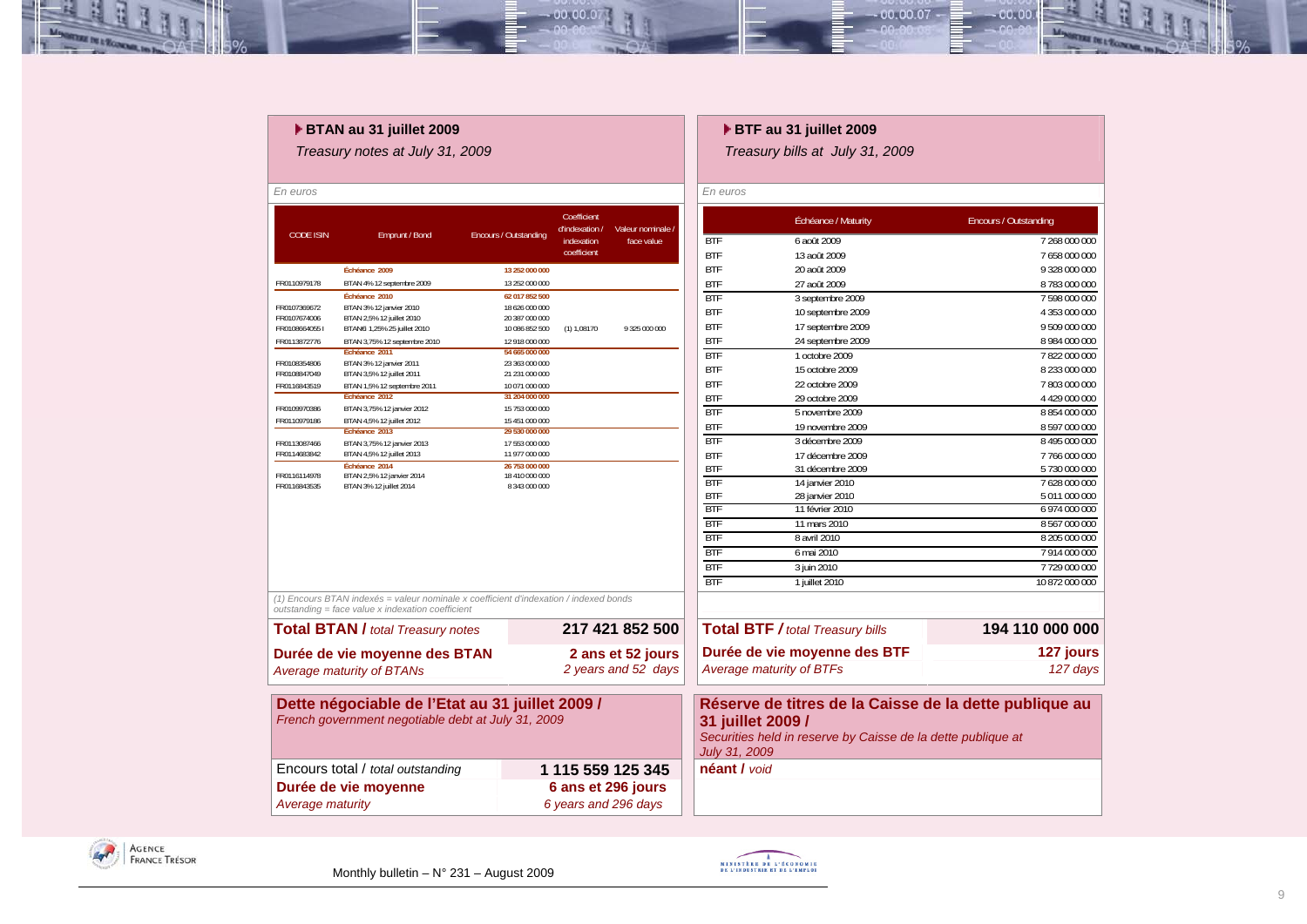## BTAN au 31 juillet 2009

*Treasury notes at July 31, 2009*

*En euros*

| CODE ISIN | Emprunt / Bond | Encours / Outstanding | Coefficient d'indexation / indexation coefficient | Valeur nominale / face value |
|---|---|---|---|---|
| | **Échéance 2009** | **13 252 000 000** | | |
| FR0110979178 | BTAN 4% 12 septembre 2009 | 13 252 000 000 | | |
| | **Échéance 2010** | **62 017 852 500** | | |
| FR0107369672 | BTAN 3% 12 janvier 2010 | 18 626 000 000 | | |
| FR0107674006 | BTAN 2,5% 12 juillet 2010 | 20 387 000 000 | | |
| FR0108664055 I | BTAN€i 1,25% 25 juillet 2010 | 10 086 852 500 | (1) 1,08170 | 9 325 000 000 |
| FR0113872776 | BTAN 3,75% 12 septembre 2010 | 12 918 000 000 | | |
| | **Échéance 2011** | **54 665 000 000** | | |
| FR0108354806 | BTAN 3% 12 janvier 2011 | 23 363 000 000 | | |
| FR0108847049 | BTAN 3,5% 12 juillet 2011 | 21 231 000 000 | | |
| FR0116843519 | BTAN 1,5% 12 septembre 2011 | 10 071 000 000 | | |
| | **Échéance 2012** | **31 204 000 000** | | |
| FR0109970386 | BTAN 3,75% 12 janvier 2012 | 15 753 000 000 | | |
| FR0110979186 | BTAN 4,5% 12 juillet 2012 | 15 451 000 000 | | |
| | **Échéance 2013** | **29 530 000 000** | | |
| FR0113087466 | BTAN 3,75% 12 janvier 2013 | 17 553 000 000 | | |
| FR0114683842 | BTAN 4,5% 12 juillet 2013 | 11 977 000 000 | | |
| | **Échéance 2014** | **26 753 000 000** | | |
| FR0116114978 | BTAN 2,5% 12 janvier 2014 | 18 410 000 000 | | |
| FR0116843535 | BTAN 3% 12 juillet 2014 | 8 343 000 000 | | |

*(1) Encours BTAN indexés = valeur nominale x coefficient d'indexation / indexed bonds outstanding = face value x indexation coefficient*

| | |
|---|---|
| **Total BTAN /** *total Treasury notes* | **217 421 852 500** |
| **Durée de vie moyenne des BTAN** | **2 ans et 52 jours** |
| *Average maturity of BTANs* | *2 years and 52 days* |

## BTF au 31 juillet 2009

*Treasury bills at July 31, 2009*

*En euros*

| | Échéance / Maturity | Encours / Outstanding |
|---|---|---|
| BTF | 6 août 2009 | 7 268 000 000 |
| BTF | 13 août 2009 | 7 658 000 000 |
| BTF | 20 août 2009 | 9 328 000 000 |
| BTF | 27 août 2009 | 8 783 000 000 |
| BTF | 3 septembre 2009 | 7 598 000 000 |
| BTF | 10 septembre 2009 | 4 353 000 000 |
| BTF | 17 septembre 2009 | 9 509 000 000 |
| BTF | 24 septembre 2009 | 8 984 000 000 |
| BTF | 1 octobre 2009 | 7 822 000 000 |
| BTF | 15 octobre 2009 | 8 233 000 000 |
| BTF | 22 octobre 2009 | 7 803 000 000 |
| BTF | 29 octobre 2009 | 4 429 000 000 |
| BTF | 5 novembre 2009 | 8 854 000 000 |
| BTF | 19 novembre 2009 | 8 597 000 000 |
| BTF | 3 décembre 2009 | 8 495 000 000 |
| BTF | 17 décembre 2009 | 7 766 000 000 |
| BTF | 31 décembre 2009 | 5 730 000 000 |
| BTF | 14 janvier 2010 | 7 628 000 000 |
| BTF | 28 janvier 2010 | 5 011 000 000 |
| BTF | 11 février 2010 | 6 974 000 000 |
| BTF | 11 mars 2010 | 8 567 000 000 |
| BTF | 8 avril 2010 | 8 205 000 000 |
| BTF | 6 mai 2010 | 7 914 000 000 |
| BTF | 3 juin 2010 | 7 729 000 000 |
| BTF | 1 juillet 2010 | 10 872 000 000 |

| | |
|---|---|
| **Total BTF /** *total Treasury bills* | **194 110 000 000** |
| **Durée de vie moyenne des BTF** | **127 jours** |
| *Average maturity of BTFs* | *127 days* |

## Dette négociable de l'Etat au 31 juillet 2009 /

*French government negotiable debt at July 31, 2009*

| | |
|---|---|
| Encours total / *total outstanding* | **1 115 559 125 345** |
| **Durée de vie moyenne** | **6 ans et 296 jours** |
| *Average maturity* | *6 years and 296 days* |

## Réserve de titres de la Caisse de la dette publique au 31 juillet 2009 /

*Securities held in reserve by Caisse de la dette publique at July 31, 2009*

**néant /** *void*

Monthly bulletin – N° 231 – August 2009